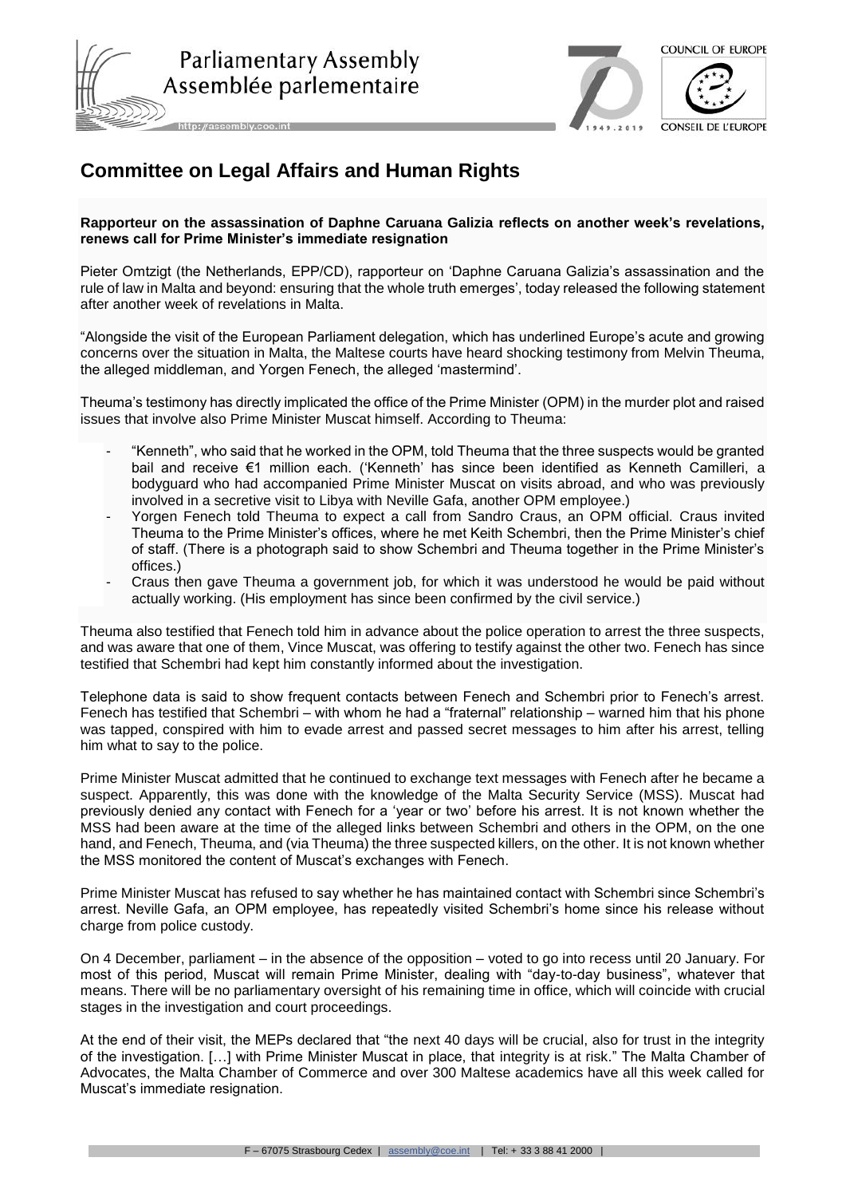# Committee on Legal Affairs and Human Rights

**Rapporteur on the assassination of Daphne Caruana Galizia reflects on another week's revelations, renews call for Prime Minister's immediate resignation**

Pieter Omtzigt (the Netherlands, EPP/CD), rapporteur on 'Daphne Caruana Galizia's assassination and the rule of law in Malta and beyond: ensuring that the whole truth emerges', today released the following statement after another week of revelations in Malta.

"Alongside the visit of the European Parliament delegation, which has underlined Europe's acute and growing concerns over the situation in Malta, the Maltese courts have heard shocking testimony from Melvin Theuma, the alleged middleman, and Yorgen Fenech, the alleged 'mastermind'.

Theuma's testimony has directly implicated the office of the Prime Minister (OPM) in the murder plot and raised issues that involve also Prime Minister Muscat himself. According to Theuma:

- "Kenneth", who said that he worked in the OPM, told Theuma that the three suspects would be granted bail and receive €1 million each. ('Kenneth' has since been identified as Kenneth Camilleri, a bodyguard who had accompanied Prime Minister Muscat on visits abroad, and who was previously involved in a secretive visit to Libya with Neville Gafa, another OPM employee.)
- Yorgen Fenech told Theuma to expect a call from Sandro Craus, an OPM official. Craus invited Theuma to the Prime Minister's offices, where he met Keith Schembri, then the Prime Minister's chief of staff. (There is a photograph said to show Schembri and Theuma together in the Prime Minister's offices.)
- Craus then gave Theuma a government job, for which it was understood he would be paid without actually working. (His employment has since been confirmed by the civil service.)

Theuma also testified that Fenech told him in advance about the police operation to arrest the three suspects, and was aware that one of them, Vince Muscat, was offering to testify against the other two. Fenech has since testified that Schembri had kept him constantly informed about the investigation.

Telephone data is said to show frequent contacts between Fenech and Schembri prior to Fenech's arrest. Fenech has testified that Schembri – with whom he had a "fraternal" relationship – warned him that his phone was tapped, conspired with him to evade arrest and passed secret messages to him after his arrest, telling him what to say to the police.

Prime Minister Muscat admitted that he continued to exchange text messages with Fenech after he became a suspect. Apparently, this was done with the knowledge of the Malta Security Service (MSS). Muscat had previously denied any contact with Fenech for a 'year or two' before his arrest. It is not known whether the MSS had been aware at the time of the alleged links between Schembri and others in the OPM, on the one hand, and Fenech, Theuma, and (via Theuma) the three suspected killers, on the other. It is not known whether the MSS monitored the content of Muscat's exchanges with Fenech.

Prime Minister Muscat has refused to say whether he has maintained contact with Schembri since Schembri's arrest. Neville Gafa, an OPM employee, has repeatedly visited Schembri's home since his release without charge from police custody.

On 4 December, parliament – in the absence of the opposition – voted to go into recess until 20 January. For most of this period, Muscat will remain Prime Minister, dealing with "day-to-day business", whatever that means. There will be no parliamentary oversight of his remaining time in office, which will coincide with crucial stages in the investigation and court proceedings.

At the end of their visit, the MEPs declared that "the next 40 days will be crucial, also for trust in the integrity of the investigation. […] with Prime Minister Muscat in place, that integrity is at risk." The Malta Chamber of Advocates, the Malta Chamber of Commerce and over 300 Maltese academics have all this week called for Muscat's immediate resignation.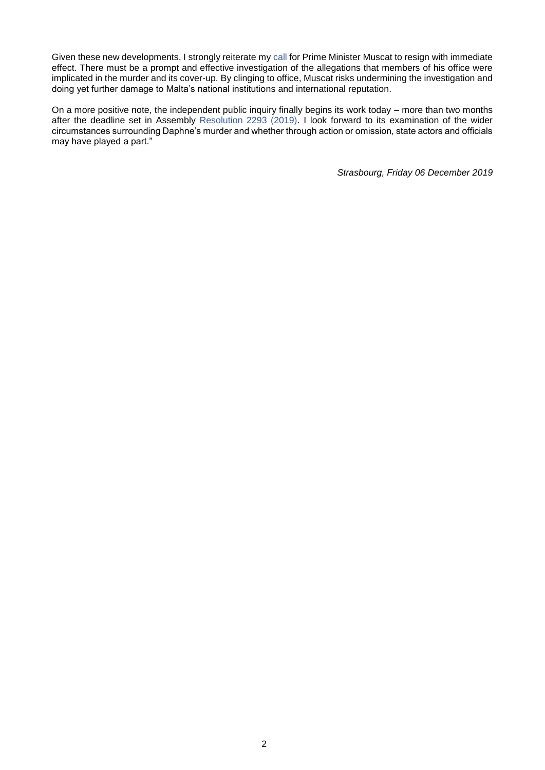Given these new developments, I strongly reiterate my call for Prime Minister Muscat to resign with immediate effect. There must be a prompt and effective investigation of the allegations that members of his office were implicated in the murder and its cover-up. By clinging to office, Muscat risks undermining the investigation and doing yet further damage to Malta's national institutions and international reputation.

On a more positive note, the independent public inquiry finally begins its work today – more than two months after the deadline set in Assembly Resolution 2293 (2019). I look forward to its examination of the wider circumstances surrounding Daphne's murder and whether through action or omission, state actors and officials may have played a part."

*Strasbourg, Friday 06 December 2019*